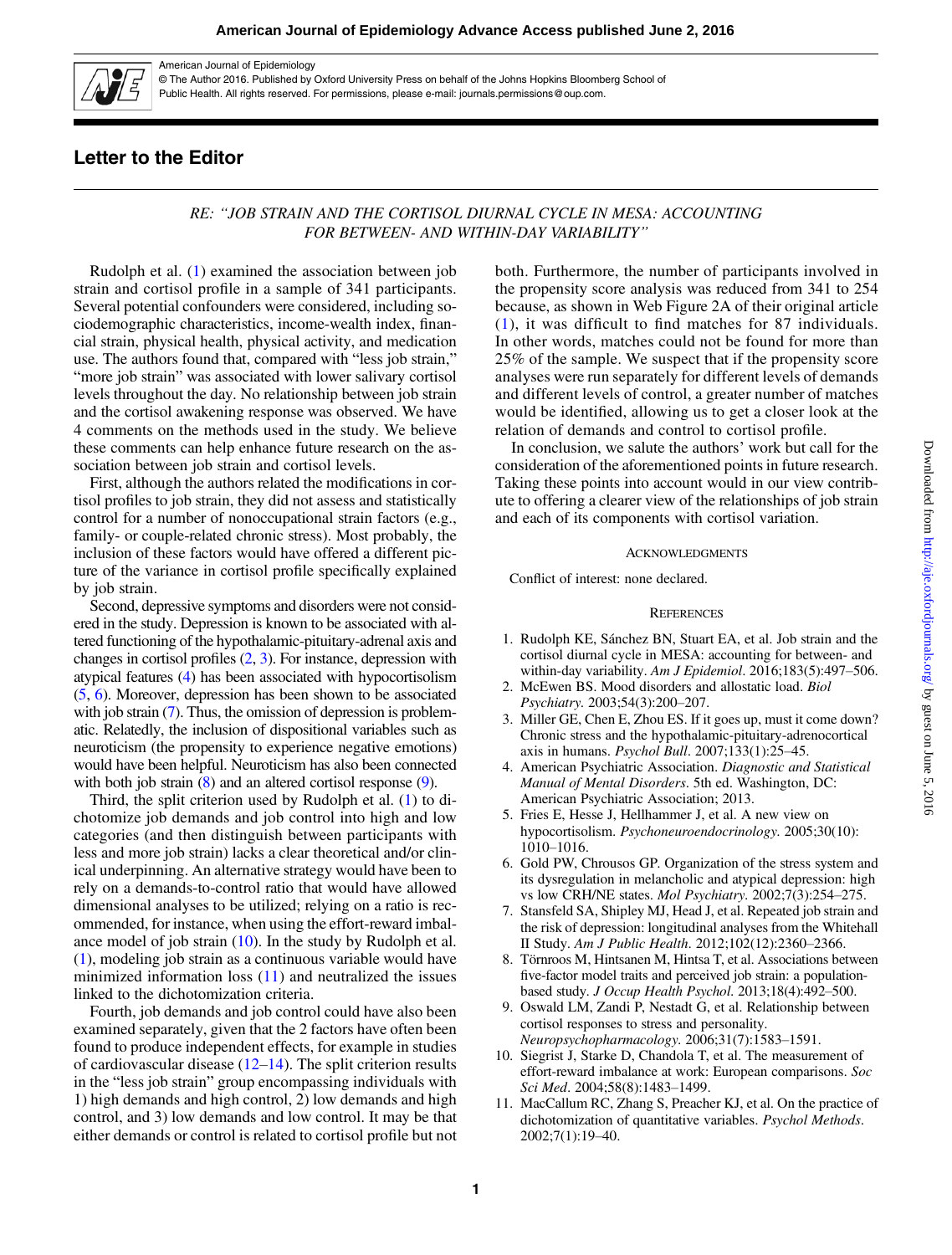# Letter to the Editor

*RE: "JOB STRAIN AND THE CORTISOL DIURNAL CYCLE IN MESA: ACCOUNTING FOR BETWEEN- AND WITHIN-DAY VARIABILITY"*

Rudolph et al. (1) examined the association between job strain and cortisol profile in a sample of 341 participants. Several potential confounders were considered, including sociodemographic characteristics, income-wealth index, financial strain, physical health, physical activity, and medication use. The authors found that, compared with "less job strain," "more job strain" was associated with lower salivary cortisol levels throughout the day. No relationship between job strain and the cortisol awakening response was observed. We have 4 comments on the methods used in the study. We believe these comments can help enhance future research on the association between job strain and cortisol levels.

First, although the authors related the modifications in cortisol profiles to job strain, they did not assess and statistically control for a number of nonoccupational strain factors (e.g., family- or couple-related chronic stress). Most probably, the inclusion of these factors would have offered a different picture of the variance in cortisol profile specifically explained by job strain.

Second, depressive symptoms and disorders were not considered in the study. Depression is known to be associated with altered functioning of the hypothalamic-pituitary-adrenal axis and changes in cortisol profiles (2, 3). For instance, depression with atypical features (4) has been associated with hypocortisolism (5, 6). Moreover, depression has been shown to be associated with job strain (7). Thus, the omission of depression is problematic. Relatedly, the inclusion of dispositional variables such as neuroticism (the propensity to experience negative emotions) would have been helpful. Neuroticism has also been connected with both job strain (8) and an altered cortisol response (9).

Third, the split criterion used by Rudolph et al. (1) to dichotomize job demands and job control into high and low categories (and then distinguish between participants with less and more job strain) lacks a clear theoretical and/or clinical underpinning. An alternative strategy would have been to rely on a demands-to-control ratio that would have allowed dimensional analyses to be utilized; relying on a ratio is recommended, for instance, when using the effort-reward imbalance model of job strain (10). In the study by Rudolph et al. (1), modeling job strain as a continuous variable would have minimized information loss (11) and neutralized the issues linked to the dichotomization criteria.

Fourth, job demands and job control could have also been examined separately, given that the 2 factors have often been found to produce independent effects, for example in studies of cardiovascular disease (12–14). The split criterion results in the "less job strain" group encompassing individuals with 1) high demands and high control, 2) low demands and high control, and 3) low demands and low control. It may be that either demands or control is related to cortisol profile but not both. Furthermore, the number of participants involved in the propensity score analysis was reduced from 341 to 254 because, as shown in Web Figure 2A of their original article (1), it was difficult to find matches for 87 individuals. In other words, matches could not be found for more than 25% of the sample. We suspect that if the propensity score analyses were run separately for different levels of demands and different levels of control, a greater number of matches would be identified, allowing us to get a closer look at the relation of demands and control to cortisol profile.

In conclusion, we salute the authors' work but call for the consideration of the aforementioned points in future research. Taking these points into account would in our view contribute to offering a clearer view of the relationships of job strain and each of its components with cortisol variation.

## Acknowledgments

Conflict of interest: none declared.

## References

1. Rudolph KE, Sánchez BN, Stuart EA, et al. Job strain and the cortisol diurnal cycle in MESA: accounting for between- and within-day variability. *Am J Epidemiol*. 2016;183(5):497–506.
2. McEwen BS. Mood disorders and allostatic load. *Biol Psychiatry*. 2003;54(3):200–207.
3. Miller GE, Chen E, Zhou ES. If it goes up, must it come down? Chronic stress and the hypothalamic-pituitary-adrenocortical axis in humans. *Psychol Bull*. 2007;133(1):25–45.
4. American Psychiatric Association. *Diagnostic and Statistical Manual of Mental Disorders*. 5th ed. Washington, DC: American Psychiatric Association; 2013.
5. Fries E, Hesse J, Hellhammer J, et al. A new view on hypocortisolism. *Psychoneuroendocrinology*. 2005;30(10):1010–1016.
6. Gold PW, Chrousos GP. Organization of the stress system and its dysregulation in melancholic and atypical depression: high vs low CRH/NE states. *Mol Psychiatry*. 2002;7(3):254–275.
7. Stansfeld SA, Shipley MJ, Head J, et al. Repeated job strain and the risk of depression: longitudinal analyses from the Whitehall II Study. *Am J Public Health*. 2012;102(12):2360–2366.
8. Törnroos M, Hintsanen M, Hintsa T, et al. Associations between five-factor model traits and perceived job strain: a population-based study. *J Occup Health Psychol*. 2013;18(4):492–500.
9. Oswald LM, Zandi P, Nestadt G, et al. Relationship between cortisol responses to stress and personality. *Neuropsychopharmacology*. 2006;31(7):1583–1591.
10. Siegrist J, Starke D, Chandola T, et al. The measurement of effort-reward imbalance at work: European comparisons. *Soc Sci Med*. 2004;58(8):1483–1499.
11. MacCallum RC, Zhang S, Preacher KJ, et al. On the practice of dichotomization of quantitative variables. *Psychol Methods*. 2002;7(1):19–40.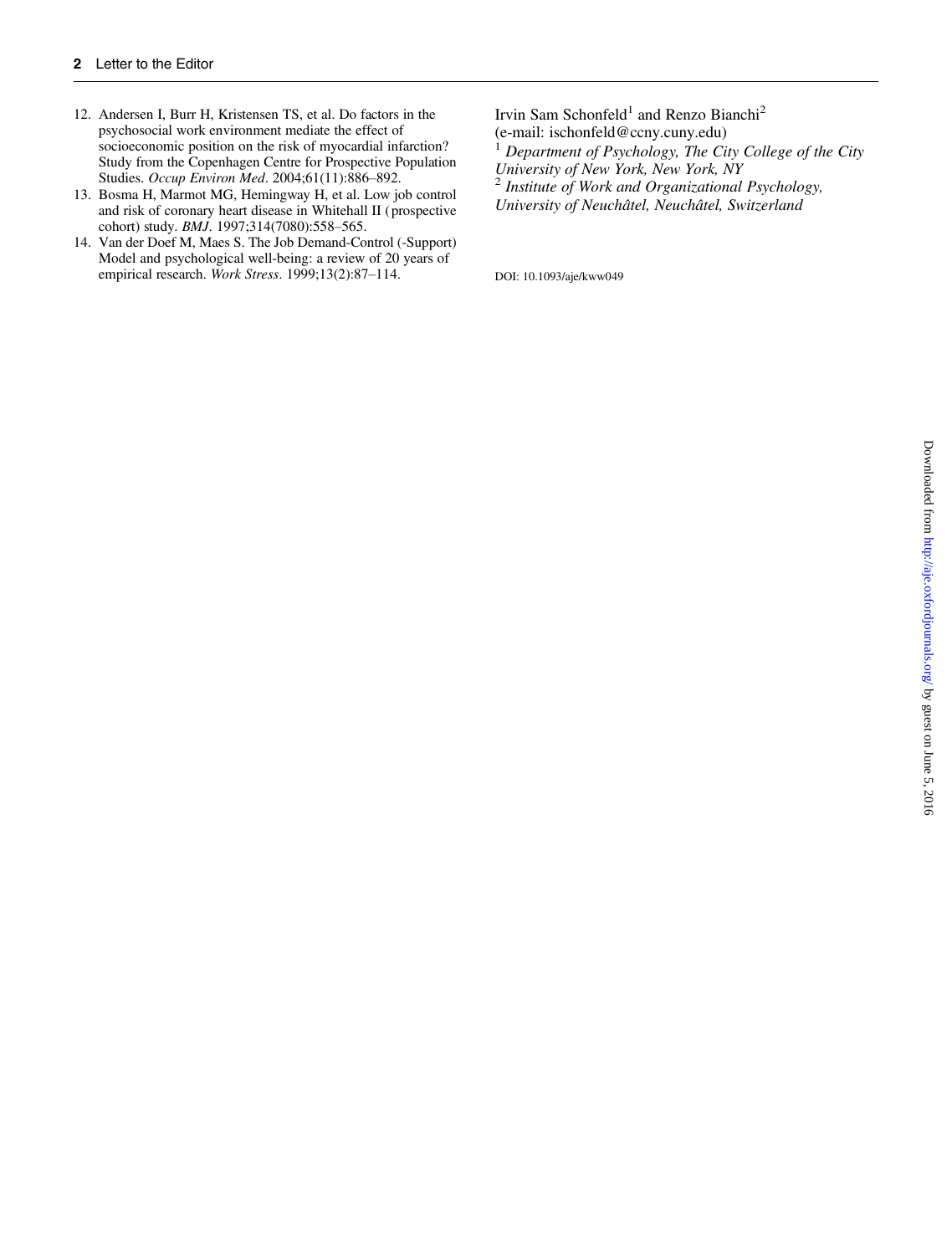12. Andersen I, Burr H, Kristensen TS, et al. Do factors in the psychosocial work environment mediate the effect of socioeconomic position on the risk of myocardial infarction? Study from the Copenhagen Centre for Prospective Population Studies. *Occup Environ Med*. 2004;61(11):886–892.
13. Bosma H, Marmot MG, Hemingway H, et al. Low job control and risk of coronary heart disease in Whitehall II (prospective cohort) study. *BMJ*. 1997;314(7080):558–565.
14. Van der Doef M, Maes S. The Job Demand-Control (-Support) Model and psychological well-being: a review of 20 years of empirical research. *Work Stress*. 1999;13(2):87–114.

Irvin Sam Schonfeld[1] and Renzo Bianchi[2]
(e-mail: ischonfeld@ccny.cuny.edu)
[1] *Department of Psychology, The City College of the City University of New York, New York, NY*
[2] *Institute of Work and Organizational Psychology, University of Neuchâtel, Neuchâtel, Switzerland*

DOI: 10.1093/aje/kww049